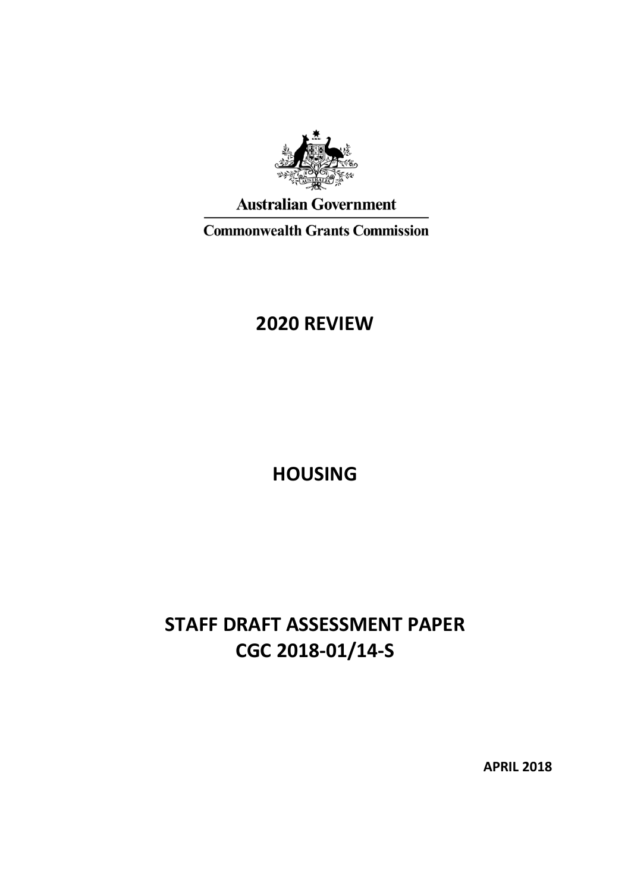Australian Government

Commonwealth Grants Commission

# 2020 REVIEW

# HOUSING

# STAFF DRAFT ASSESSMENT PAPER
# CGC 2018-01/14-S

**APRIL 2018**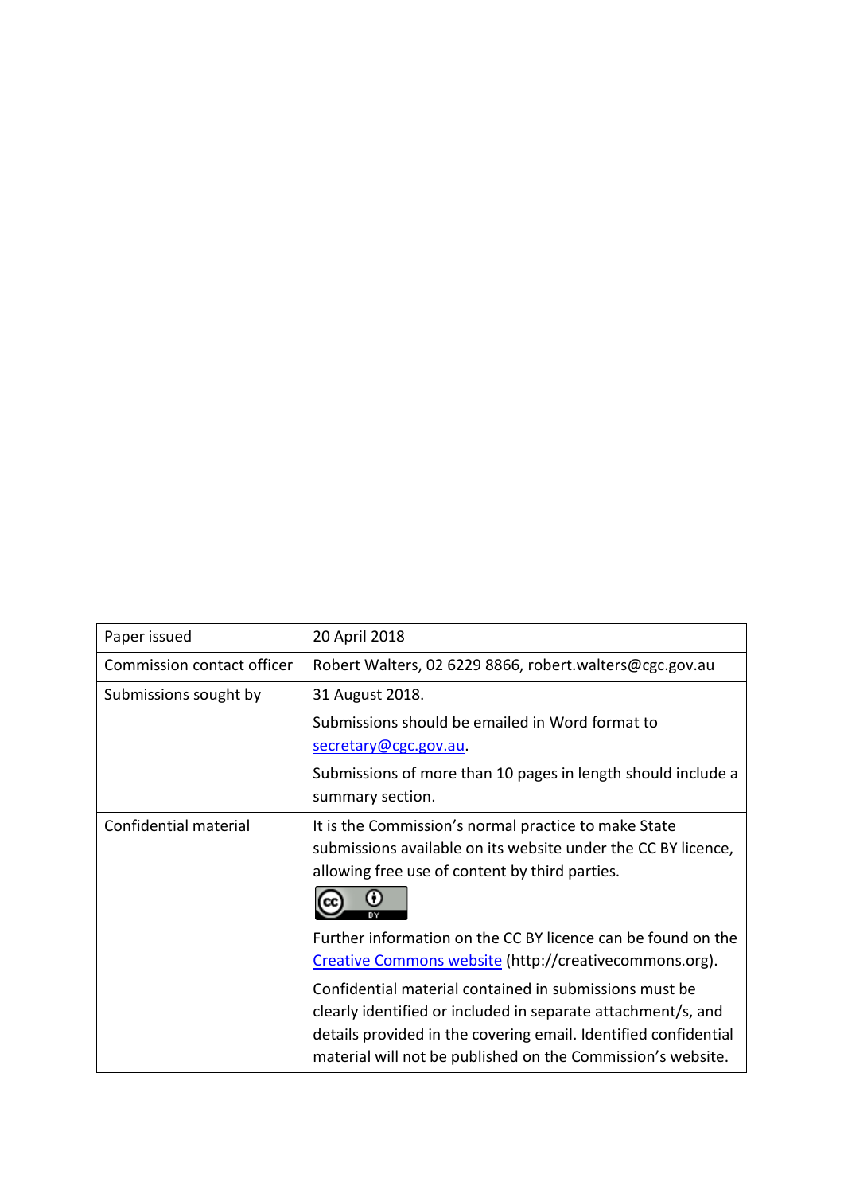| Paper issued | 20 April 2018 |
|---|---|
| Commission contact officer | Robert Walters, 02 6229 8866, robert.walters@cgc.gov.au |
| Submissions sought by | 31 August 2018.<br><br>Submissions should be emailed in Word format to secretary@cgc.gov.au.<br><br>Submissions of more than 10 pages in length should include a summary section. |
| Confidential material | It is the Commission's normal practice to make State submissions available on its website under the CC BY licence, allowing free use of content by third parties.<br><br>Further information on the CC BY licence can be found on the Creative Commons website (http://creativecommons.org).<br><br>Confidential material contained in submissions must be clearly identified or included in separate attachment/s, and details provided in the covering email. Identified confidential material will not be published on the Commission's website. |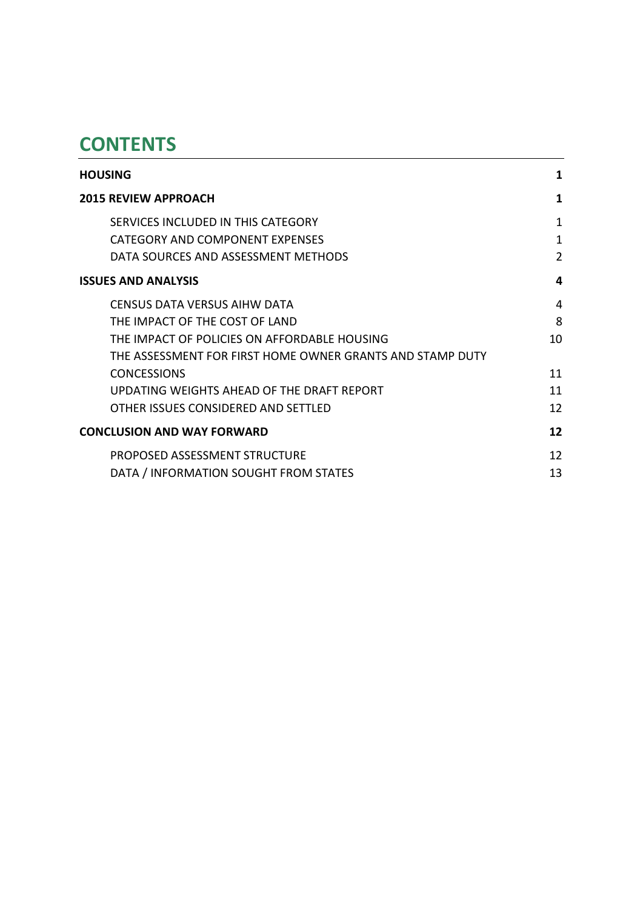# CONTENTS

| | |
|---|---|
| **HOUSING** | **1** |
| **2015 REVIEW APPROACH** | **1** |
| SERVICES INCLUDED IN THIS CATEGORY | 1 |
| CATEGORY AND COMPONENT EXPENSES | 1 |
| DATA SOURCES AND ASSESSMENT METHODS | 2 |
| **ISSUES AND ANALYSIS** | **4** |
| CENSUS DATA VERSUS AIHW DATA | 4 |
| THE IMPACT OF THE COST OF LAND | 8 |
| THE IMPACT OF POLICIES ON AFFORDABLE HOUSING | 10 |
| THE ASSESSMENT FOR FIRST HOME OWNER GRANTS AND STAMP DUTY CONCESSIONS | 11 |
| UPDATING WEIGHTS AHEAD OF THE DRAFT REPORT | 11 |
| OTHER ISSUES CONSIDERED AND SETTLED | 12 |
| **CONCLUSION AND WAY FORWARD** | **12** |
| PROPOSED ASSESSMENT STRUCTURE | 12 |
| DATA / INFORMATION SOUGHT FROM STATES | 13 |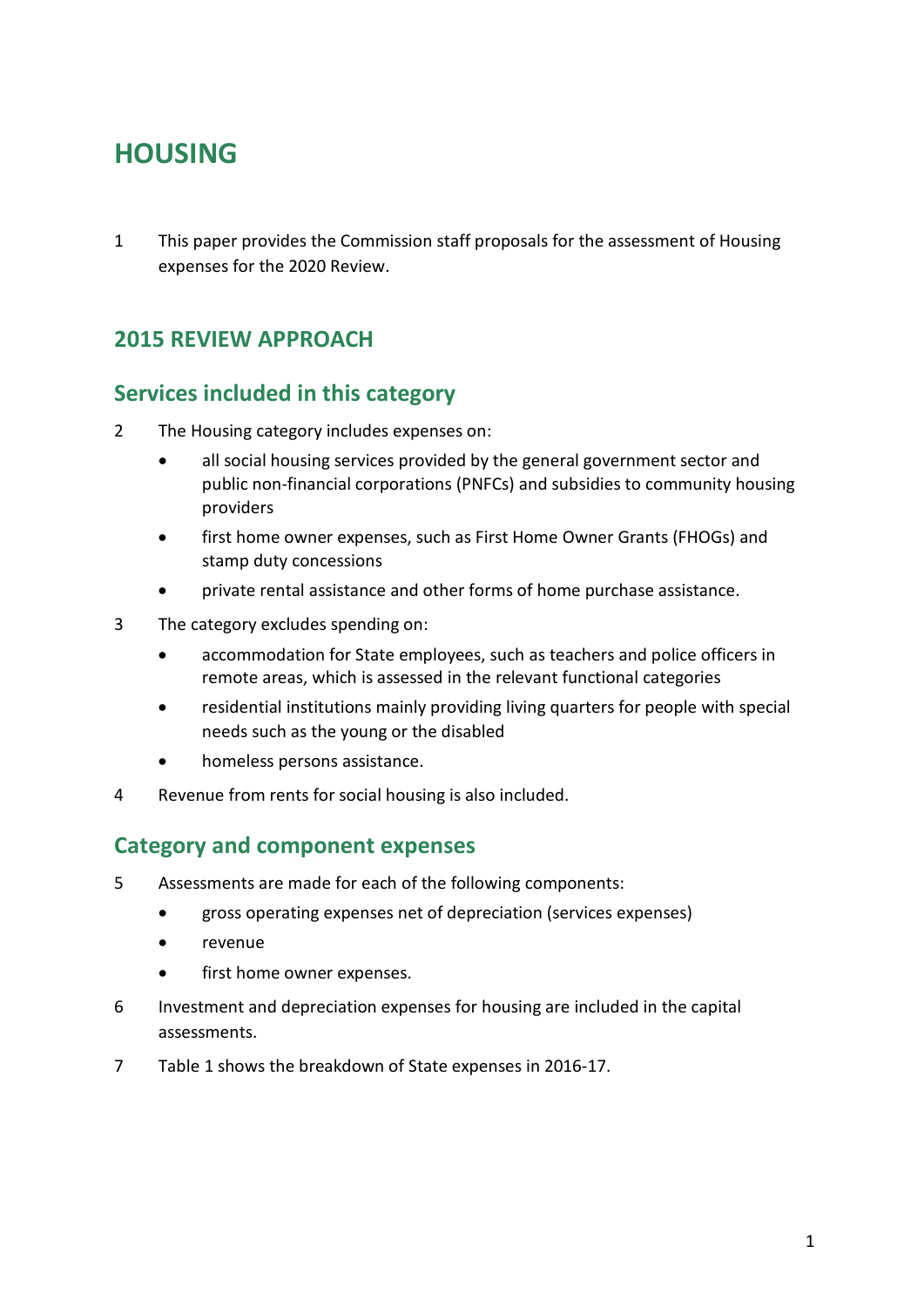# HOUSING

1 This paper provides the Commission staff proposals for the assessment of Housing expenses for the 2020 Review.

## 2015 REVIEW APPROACH

### Services included in this category

2 The Housing category includes expenses on:

- all social housing services provided by the general government sector and public non-financial corporations (PNFCs) and subsidies to community housing providers
- first home owner expenses, such as First Home Owner Grants (FHOGs) and stamp duty concessions
- private rental assistance and other forms of home purchase assistance.

3 The category excludes spending on:

- accommodation for State employees, such as teachers and police officers in remote areas, which is assessed in the relevant functional categories
- residential institutions mainly providing living quarters for people with special needs such as the young or the disabled
- homeless persons assistance.

4 Revenue from rents for social housing is also included.

### Category and component expenses

5 Assessments are made for each of the following components:

- gross operating expenses net of depreciation (services expenses)
- revenue
- first home owner expenses.

6 Investment and depreciation expenses for housing are included in the capital assessments.

7 Table 1 shows the breakdown of State expenses in 2016-17.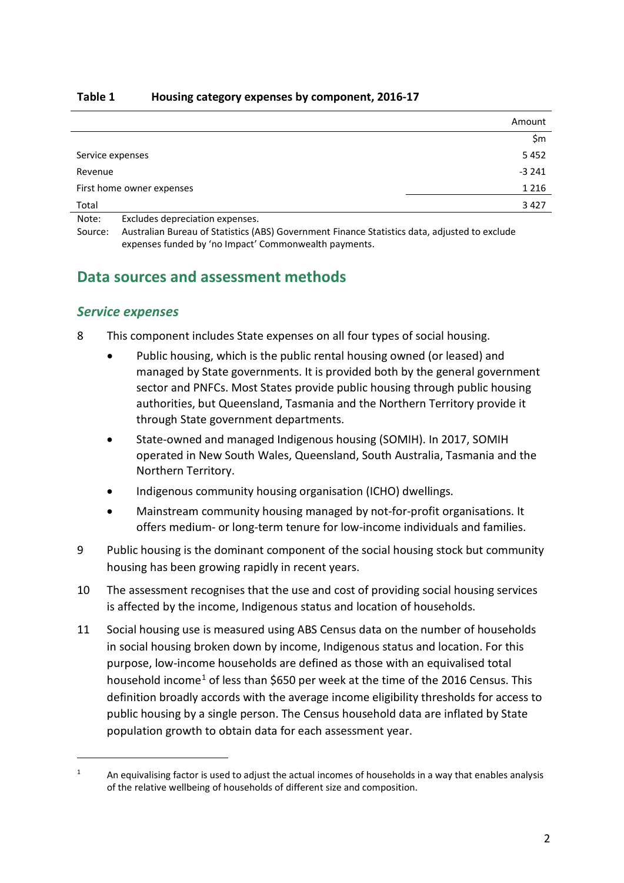**Table 1 Housing category expenses by component, 2016-17**

| | Amount |
|---|---|
| | $m |
| Service expenses | 5 452 |
| Revenue | -3 241 |
| First home owner expenses | 1 216 |
| Total | 3 427 |

Note: Excludes depreciation expenses.

Source: Australian Bureau of Statistics (ABS) Government Finance Statistics data, adjusted to exclude expenses funded by 'no Impact' Commonwealth payments.

## Data sources and assessment methods

### *Service expenses*

8 This component includes State expenses on all four types of social housing.

- Public housing, which is the public rental housing owned (or leased) and managed by State governments. It is provided both by the general government sector and PNFCs. Most States provide public housing through public housing authorities, but Queensland, Tasmania and the Northern Territory provide it through State government departments.
- State-owned and managed Indigenous housing (SOMIH). In 2017, SOMIH operated in New South Wales, Queensland, South Australia, Tasmania and the Northern Territory.
- Indigenous community housing organisation (ICHO) dwellings.
- Mainstream community housing managed by not-for-profit organisations. It offers medium- or long-term tenure for low-income individuals and families.

9 Public housing is the dominant component of the social housing stock but community housing has been growing rapidly in recent years.

10 The assessment recognises that the use and cost of providing social housing services is affected by the income, Indigenous status and location of households.

11 Social housing use is measured using ABS Census data on the number of households in social housing broken down by income, Indigenous status and location. For this purpose, low-income households are defined as those with an equivalised total household income[1] of less than $650 per week at the time of the 2016 Census. This definition broadly accords with the average income eligibility thresholds for access to public housing by a single person. The Census household data are inflated by State population growth to obtain data for each assessment year.

[1] An equivalising factor is used to adjust the actual incomes of households in a way that enables analysis of the relative wellbeing of households of different size and composition.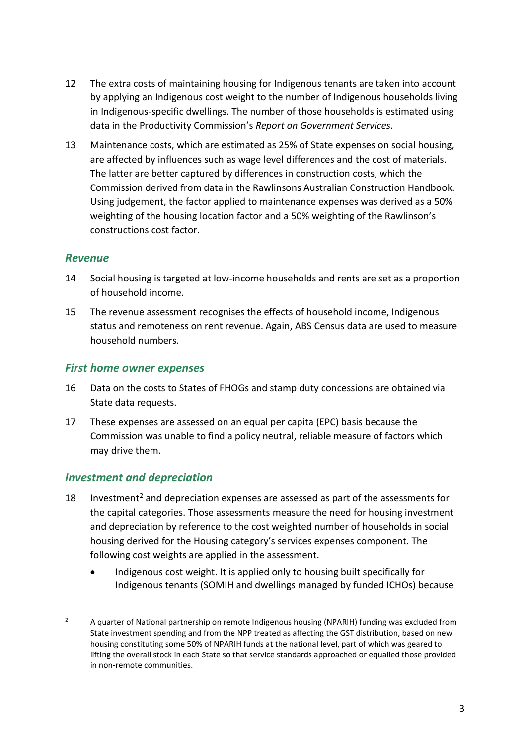12 The extra costs of maintaining housing for Indigenous tenants are taken into account by applying an Indigenous cost weight to the number of Indigenous households living in Indigenous-specific dwellings. The number of those households is estimated using data in the Productivity Commission's *Report on Government Services*.

13 Maintenance costs, which are estimated as 25% of State expenses on social housing, are affected by influences such as wage level differences and the cost of materials. The latter are better captured by differences in construction costs, which the Commission derived from data in the Rawlinsons Australian Construction Handbook. Using judgement, the factor applied to maintenance expenses was derived as a 50% weighting of the housing location factor and a 50% weighting of the Rawlinson's constructions cost factor.

### *Revenue*

14 Social housing is targeted at low-income households and rents are set as a proportion of household income.

15 The revenue assessment recognises the effects of household income, Indigenous status and remoteness on rent revenue. Again, ABS Census data are used to measure household numbers.

### *First home owner expenses*

16 Data on the costs to States of FHOGs and stamp duty concessions are obtained via State data requests.

17 These expenses are assessed on an equal per capita (EPC) basis because the Commission was unable to find a policy neutral, reliable measure of factors which may drive them.

### *Investment and depreciation*

18 Investment[2] and depreciation expenses are assessed as part of the assessments for the capital categories. Those assessments measure the need for housing investment and depreciation by reference to the cost weighted number of households in social housing derived for the Housing category's services expenses component. The following cost weights are applied in the assessment.

- Indigenous cost weight. It is applied only to housing built specifically for Indigenous tenants (SOMIH and dwellings managed by funded ICHOs) because

---

[2] A quarter of National partnership on remote Indigenous housing (NPARIH) funding was excluded from State investment spending and from the NPP treated as affecting the GST distribution, based on new housing constituting some 50% of NPARIH funds at the national level, part of which was geared to lifting the overall stock in each State so that service standards approached or equalled those provided in non-remote communities.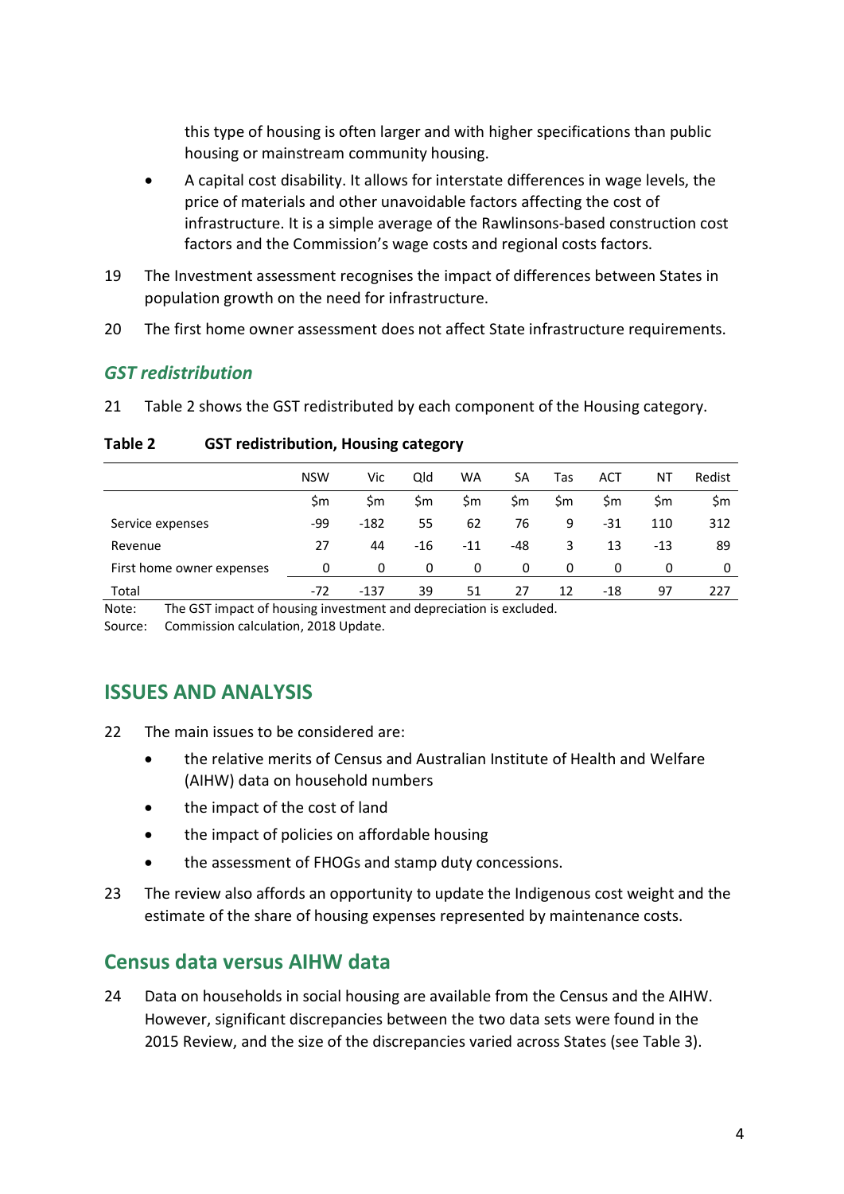this type of housing is often larger and with higher specifications than public housing or mainstream community housing.

- A capital cost disability. It allows for interstate differences in wage levels, the price of materials and other unavoidable factors affecting the cost of infrastructure. It is a simple average of the Rawlinsons-based construction cost factors and the Commission's wage costs and regional costs factors.

19 The Investment assessment recognises the impact of differences between States in population growth on the need for infrastructure.

20 The first home owner assessment does not affect State infrastructure requirements.

### *GST redistribution*

21 Table 2 shows the GST redistributed by each component of the Housing category.

**Table 2 GST redistribution, Housing category**

| | NSW | Vic | Qld | WA | SA | Tas | ACT | NT | Redist |
|---|---|---|---|---|---|---|---|---|---|
| | $m | $m | $m | $m | $m | $m | $m | $m | $m |
| Service expenses | -99 | -182 | 55 | 62 | 76 | 9 | -31 | 110 | 312 |
| Revenue | 27 | 44 | -16 | -11 | -48 | 3 | 13 | -13 | 89 |
| First home owner expenses | 0 | 0 | 0 | 0 | 0 | 0 | 0 | 0 | 0 |
| Total | -72 | -137 | 39 | 51 | 27 | 12 | -18 | 97 | 227 |

Note: The GST impact of housing investment and depreciation is excluded.
Source: Commission calculation, 2018 Update.

## ISSUES AND ANALYSIS

22 The main issues to be considered are:

- the relative merits of Census and Australian Institute of Health and Welfare (AIHW) data on household numbers
- the impact of the cost of land
- the impact of policies on affordable housing
- the assessment of FHOGs and stamp duty concessions.

23 The review also affords an opportunity to update the Indigenous cost weight and the estimate of the share of housing expenses represented by maintenance costs.

## Census data versus AIHW data

24 Data on households in social housing are available from the Census and the AIHW. However, significant discrepancies between the two data sets were found in the 2015 Review, and the size of the discrepancies varied across States (see Table 3).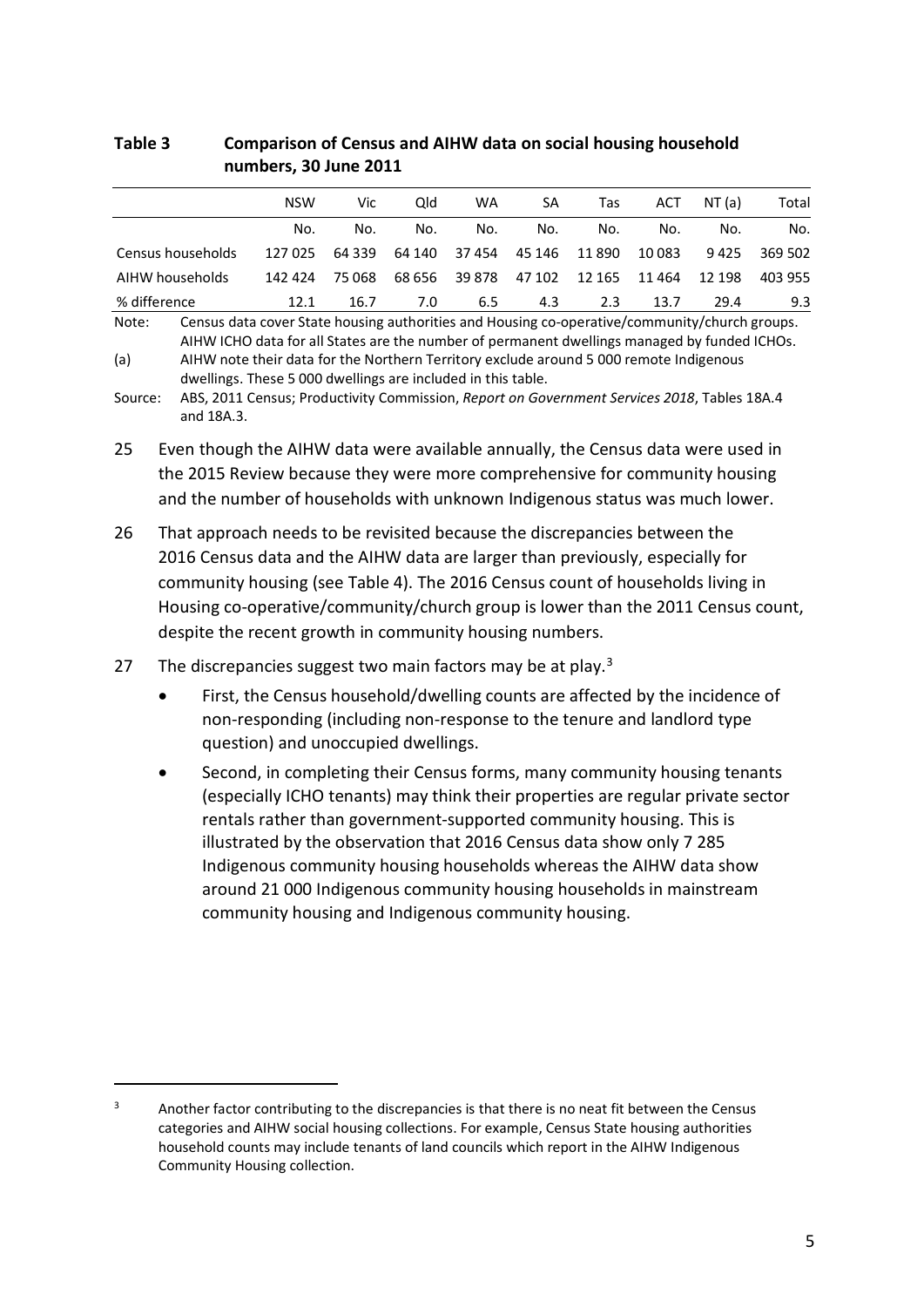**Table 3 Comparison of Census and AIHW data on social housing household numbers, 30 June 2011**

| | NSW | Vic | Qld | WA | SA | Tas | ACT | NT (a) | Total |
|---|---|---|---|---|---|---|---|---|---|
| | No. | No. | No. | No. | No. | No. | No. | No. | No. |
| Census households | 127 025 | 64 339 | 64 140 | 37 454 | 45 146 | 11 890 | 10 083 | 9 425 | 369 502 |
| AIHW households | 142 424 | 75 068 | 68 656 | 39 878 | 47 102 | 12 165 | 11 464 | 12 198 | 403 955 |
| % difference | 12.1 | 16.7 | 7.0 | 6.5 | 4.3 | 2.3 | 13.7 | 29.4 | 9.3 |

Note: Census data cover State housing authorities and Housing co-operative/community/church groups. AIHW ICHO data for all States are the number of permanent dwellings managed by funded ICHOs.

(a) AIHW note their data for the Northern Territory exclude around 5 000 remote Indigenous dwellings. These 5 000 dwellings are included in this table.

Source: ABS, 2011 Census; Productivity Commission, *Report on Government Services 2018*, Tables 18A.4 and 18A.3.

25 Even though the AIHW data were available annually, the Census data were used in the 2015 Review because they were more comprehensive for community housing and the number of households with unknown Indigenous status was much lower.

26 That approach needs to be revisited because the discrepancies between the 2016 Census data and the AIHW data are larger than previously, especially for community housing (see Table 4). The 2016 Census count of households living in Housing co-operative/community/church group is lower than the 2011 Census count, despite the recent growth in community housing numbers.

27 The discrepancies suggest two main factors may be at play.[3]

- First, the Census household/dwelling counts are affected by the incidence of non-responding (including non-response to the tenure and landlord type question) and unoccupied dwellings.
- Second, in completing their Census forms, many community housing tenants (especially ICHO tenants) may think their properties are regular private sector rentals rather than government-supported community housing. This is illustrated by the observation that 2016 Census data show only 7 285 Indigenous community housing households whereas the AIHW data show around 21 000 Indigenous community housing households in mainstream community housing and Indigenous community housing.

[3] Another factor contributing to the discrepancies is that there is no neat fit between the Census categories and AIHW social housing collections. For example, Census State housing authorities household counts may include tenants of land councils which report in the AIHW Indigenous Community Housing collection.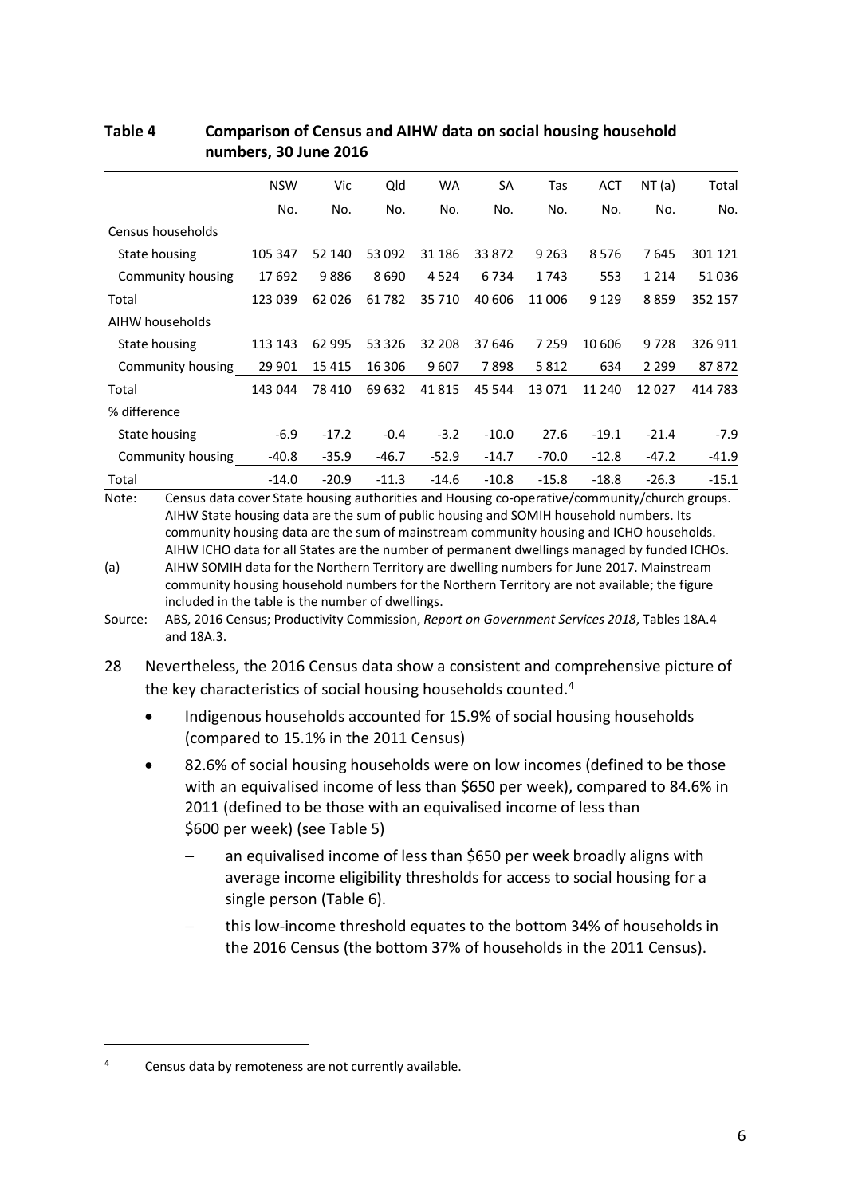**Table 4 Comparison of Census and AIHW data on social housing household numbers, 30 June 2016**

| | NSW | Vic | Qld | WA | SA | Tas | ACT | NT (a) | Total |
|---|---|---|---|---|---|---|---|---|---|
| | No. | No. | No. | No. | No. | No. | No. | No. | No. |
| Census households | | | | | | | | | |
| State housing | 105 347 | 52 140 | 53 092 | 31 186 | 33 872 | 9 263 | 8 576 | 7 645 | 301 121 |
| Community housing | 17 692 | 9 886 | 8 690 | 4 524 | 6 734 | 1 743 | 553 | 1 214 | 51 036 |
| Total | 123 039 | 62 026 | 61 782 | 35 710 | 40 606 | 11 006 | 9 129 | 8 859 | 352 157 |
| AIHW households | | | | | | | | | |
| State housing | 113 143 | 62 995 | 53 326 | 32 208 | 37 646 | 7 259 | 10 606 | 9 728 | 326 911 |
| Community housing | 29 901 | 15 415 | 16 306 | 9 607 | 7 898 | 5 812 | 634 | 2 299 | 87 872 |
| Total | 143 044 | 78 410 | 69 632 | 41 815 | 45 544 | 13 071 | 11 240 | 12 027 | 414 783 |
| % difference | | | | | | | | | |
| State housing | -6.9 | -17.2 | -0.4 | -3.2 | -10.0 | 27.6 | -19.1 | -21.4 | -7.9 |
| Community housing | -40.8 | -35.9 | -46.7 | -52.9 | -14.7 | -70.0 | -12.8 | -47.2 | -41.9 |
| Total | -14.0 | -20.9 | -11.3 | -14.6 | -10.8 | -15.8 | -18.8 | -26.3 | -15.1 |

Note: Census data cover State housing authorities and Housing co-operative/community/church groups. AIHW State housing data are the sum of public housing and SOMIH household numbers. Its community housing data are the sum of mainstream community housing and ICHO households. AIHW ICHO data for all States are the number of permanent dwellings managed by funded ICHOs.

(a) AIHW SOMIH data for the Northern Territory are dwelling numbers for June 2017. Mainstream community housing household numbers for the Northern Territory are not available; the figure included in the table is the number of dwellings.

Source: ABS, 2016 Census; Productivity Commission, *Report on Government Services 2018*, Tables 18A.4 and 18A.3.

28 Nevertheless, the 2016 Census data show a consistent and comprehensive picture of the key characteristics of social housing households counted.[4]

- Indigenous households accounted for 15.9% of social housing households (compared to 15.1% in the 2011 Census)
- 82.6% of social housing households were on low incomes (defined to be those with an equivalised income of less than $650 per week), compared to 84.6% in 2011 (defined to be those with an equivalised income of less than $600 per week) (see Table 5)
  - an equivalised income of less than $650 per week broadly aligns with average income eligibility thresholds for access to social housing for a single person (Table 6).
  - this low-income threshold equates to the bottom 34% of households in the 2016 Census (the bottom 37% of households in the 2011 Census).

[4] Census data by remoteness are not currently available.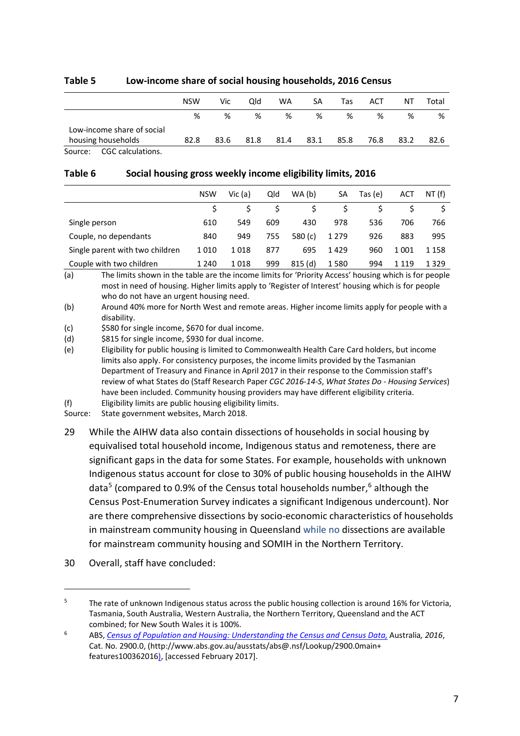**Table 5 Low-income share of social housing households, 2016 Census**

| | NSW | Vic | Qld | WA | SA | Tas | ACT | NT | Total |
|---|---|---|---|---|---|---|---|---|---|
| | % | % | % | % | % | % | % | % | % |
| Low-income share of social housing households | 82.8 | 83.6 | 81.8 | 81.4 | 83.1 | 85.8 | 76.8 | 83.2 | 82.6 |

Source: CGC calculations.

**Table 6 Social housing gross weekly income eligibility limits, 2016**

| | NSW | Vic (a) | Qld | WA (b) | SA | Tas (e) | ACT | NT (f) |
|---|---|---|---|---|---|---|---|---|
| | $ | $ | $ | $ | $ | $ | $ | $ |
| Single person | 610 | 549 | 609 | 430 | 978 | 536 | 706 | 766 |
| Couple, no dependants | 840 | 949 | 755 | 580 (c) | 1 279 | 926 | 883 | 995 |
| Single parent with two children | 1 010 | 1 018 | 877 | 695 | 1 429 | 960 | 1 001 | 1 158 |
| Couple with two children | 1 240 | 1 018 | 999 | 815 (d) | 1 580 | 994 | 1 119 | 1 329 |

(a) The limits shown in the table are the income limits for 'Priority Access' housing which is for people most in need of housing. Higher limits apply to 'Register of Interest' housing which is for people who do not have an urgent housing need.

(b) Around 40% more for North West and remote areas. Higher income limits apply for people with a disability.

(c) $580 for single income, $670 for dual income.

(d) $815 for single income, $930 for dual income.

(e) Eligibility for public housing is limited to Commonwealth Health Care Card holders, but income limits also apply. For consistency purposes, the income limits provided by the Tasmanian Department of Treasury and Finance in April 2017 in their response to the Commission staff's review of what States do (Staff Research Paper *CGC 2016-14-S*, *What States Do - Housing Services*) have been included. Community housing providers may have different eligibility criteria.

(f) Eligibility limits are public housing eligibility limits.

Source: State government websites, March 2018.

29 While the AIHW data also contain dissections of households in social housing by equivalised total household income, Indigenous status and remoteness, there are significant gaps in the data for some States. For example, households with unknown Indigenous status account for close to 30% of public housing households in the AIHW data[5] (compared to 0.9% of the Census total households number,[6] although the Census Post-Enumeration Survey indicates a significant Indigenous undercount). Nor are there comprehensive dissections by socio-economic characteristics of households in mainstream community housing in Queensland while no dissections are available for mainstream community housing and SOMIH in the Northern Territory.

30 Overall, staff have concluded:

---

[5] The rate of unknown Indigenous status across the public housing collection is around 16% for Victoria, Tasmania, South Australia, Western Australia, the Northern Territory, Queensland and the ACT combined; for New South Wales it is 100%.

[6] ABS, *Census of Population and Housing: Understanding the Census and Census Data,* Australia*, 2016*, Cat. No. 2900.0, (http://www.abs.gov.au/ausstats/abs@.nsf/Lookup/2900.0main+features100362016), [accessed February 2017].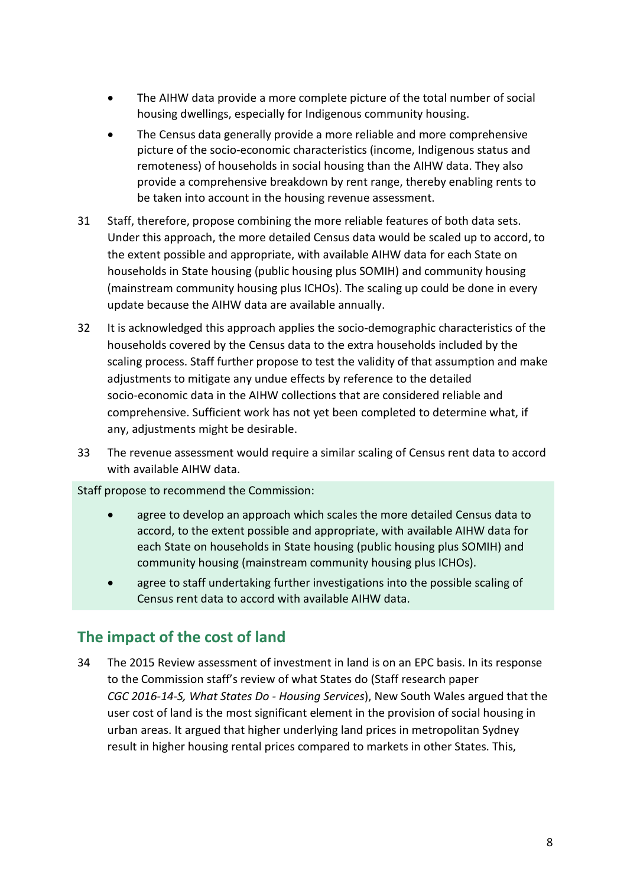- The AIHW data provide a more complete picture of the total number of social housing dwellings, especially for Indigenous community housing.
- The Census data generally provide a more reliable and more comprehensive picture of the socio-economic characteristics (income, Indigenous status and remoteness) of households in social housing than the AIHW data. They also provide a comprehensive breakdown by rent range, thereby enabling rents to be taken into account in the housing revenue assessment.

31 Staff, therefore, propose combining the more reliable features of both data sets. Under this approach, the more detailed Census data would be scaled up to accord, to the extent possible and appropriate, with available AIHW data for each State on households in State housing (public housing plus SOMIH) and community housing (mainstream community housing plus ICHOs). The scaling up could be done in every update because the AIHW data are available annually.

32 It is acknowledged this approach applies the socio-demographic characteristics of the households covered by the Census data to the extra households included by the scaling process. Staff further propose to test the validity of that assumption and make adjustments to mitigate any undue effects by reference to the detailed socio-economic data in the AIHW collections that are considered reliable and comprehensive. Sufficient work has not yet been completed to determine what, if any, adjustments might be desirable.

33 The revenue assessment would require a similar scaling of Census rent data to accord with available AIHW data.

Staff propose to recommend the Commission:

- agree to develop an approach which scales the more detailed Census data to accord, to the extent possible and appropriate, with available AIHW data for each State on households in State housing (public housing plus SOMIH) and community housing (mainstream community housing plus ICHOs).
- agree to staff undertaking further investigations into the possible scaling of Census rent data to accord with available AIHW data.

## The impact of the cost of land

34 The 2015 Review assessment of investment in land is on an EPC basis. In its response to the Commission staff's review of what States do (Staff research paper *CGC 2016-14-S, What States Do - Housing Services*), New South Wales argued that the user cost of land is the most significant element in the provision of social housing in urban areas. It argued that higher underlying land prices in metropolitan Sydney result in higher housing rental prices compared to markets in other States. This,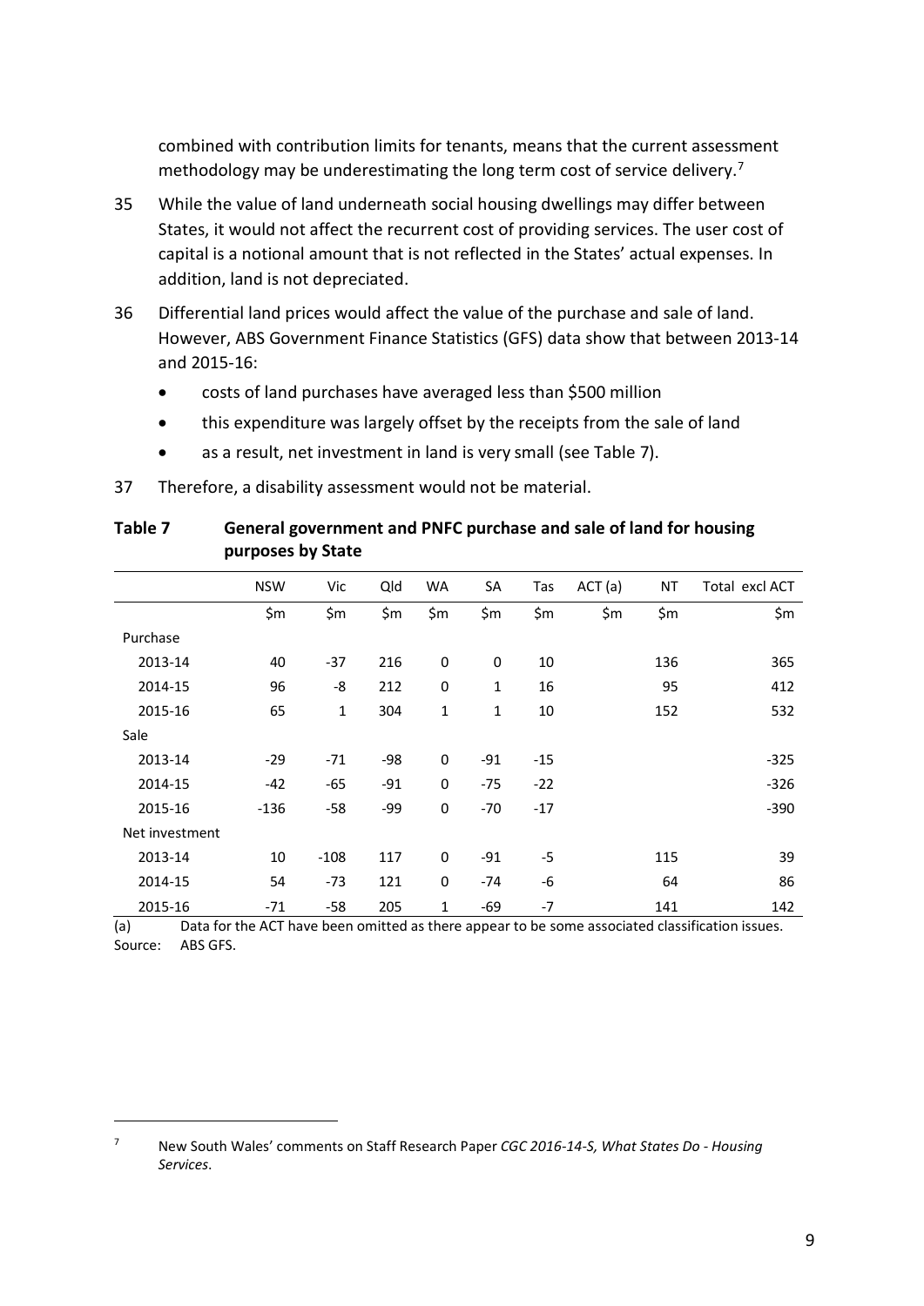combined with contribution limits for tenants, means that the current assessment methodology may be underestimating the long term cost of service delivery.[7]

35 While the value of land underneath social housing dwellings may differ between States, it would not affect the recurrent cost of providing services. The user cost of capital is a notional amount that is not reflected in the States' actual expenses. In addition, land is not depreciated.

36 Differential land prices would affect the value of the purchase and sale of land. However, ABS Government Finance Statistics (GFS) data show that between 2013-14 and 2015-16:

- costs of land purchases have averaged less than $500 million
- this expenditure was largely offset by the receipts from the sale of land
- as a result, net investment in land is very small (see Table 7).

37 Therefore, a disability assessment would not be material.

**Table 7 General government and PNFC purchase and sale of land for housing purposes by State**

| | NSW | Vic | Qld | WA | SA | Tas | ACT (a) | NT | Total excl ACT |
|---|---|---|---|---|---|---|---|---|---|
| | $m | $m | $m | $m | $m | $m | $m | $m | $m |
| Purchase | | | | | | | | | |
| 2013-14 | 40 | -37 | 216 | 0 | 0 | 10 | | 136 | 365 |
| 2014-15 | 96 | -8 | 212 | 0 | 1 | 16 | | 95 | 412 |
| 2015-16 | 65 | 1 | 304 | 1 | 1 | 10 | | 152 | 532 |
| Sale | | | | | | | | | |
| 2013-14 | -29 | -71 | -98 | 0 | -91 | -15 | | | -325 |
| 2014-15 | -42 | -65 | -91 | 0 | -75 | -22 | | | -326 |
| 2015-16 | -136 | -58 | -99 | 0 | -70 | -17 | | | -390 |
| Net investment | | | | | | | | | |
| 2013-14 | 10 | -108 | 117 | 0 | -91 | -5 | | 115 | 39 |
| 2014-15 | 54 | -73 | 121 | 0 | -74 | -6 | | 64 | 86 |
| 2015-16 | -71 | -58 | 205 | 1 | -69 | -7 | | 141 | 142 |

(a) Data for the ACT have been omitted as there appear to be some associated classification issues.
Source: ABS GFS.

[7] New South Wales' comments on Staff Research Paper *CGC 2016-14-S, What States Do - Housing Services*.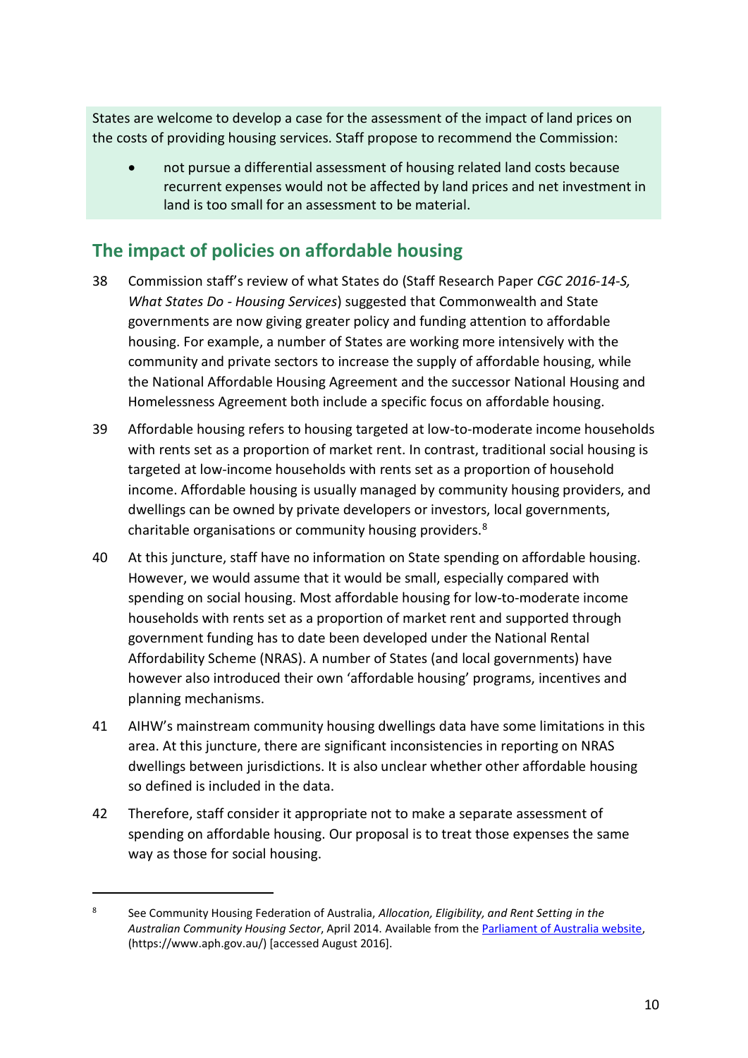States are welcome to develop a case for the assessment of the impact of land prices on the costs of providing housing services. Staff propose to recommend the Commission:

- not pursue a differential assessment of housing related land costs because recurrent expenses would not be affected by land prices and net investment in land is too small for an assessment to be material.

## The impact of policies on affordable housing

38 Commission staff's review of what States do (Staff Research Paper *CGC 2016-14-S, What States Do - Housing Services*) suggested that Commonwealth and State governments are now giving greater policy and funding attention to affordable housing. For example, a number of States are working more intensively with the community and private sectors to increase the supply of affordable housing, while the National Affordable Housing Agreement and the successor National Housing and Homelessness Agreement both include a specific focus on affordable housing.

39 Affordable housing refers to housing targeted at low-to-moderate income households with rents set as a proportion of market rent. In contrast, traditional social housing is targeted at low-income households with rents set as a proportion of household income. Affordable housing is usually managed by community housing providers, and dwellings can be owned by private developers or investors, local governments, charitable organisations or community housing providers.[8]

40 At this juncture, staff have no information on State spending on affordable housing. However, we would assume that it would be small, especially compared with spending on social housing. Most affordable housing for low-to-moderate income households with rents set as a proportion of market rent and supported through government funding has to date been developed under the National Rental Affordability Scheme (NRAS). A number of States (and local governments) have however also introduced their own 'affordable housing' programs, incentives and planning mechanisms.

41 AIHW's mainstream community housing dwellings data have some limitations in this area. At this juncture, there are significant inconsistencies in reporting on NRAS dwellings between jurisdictions. It is also unclear whether other affordable housing so defined is included in the data.

42 Therefore, staff consider it appropriate not to make a separate assessment of spending on affordable housing. Our proposal is to treat those expenses the same way as those for social housing.

---

[8] See Community Housing Federation of Australia, *Allocation, Eligibility, and Rent Setting in the Australian Community Housing Sector*, April 2014. Available from the Parliament of Australia website, (https://www.aph.gov.au/) [accessed August 2016].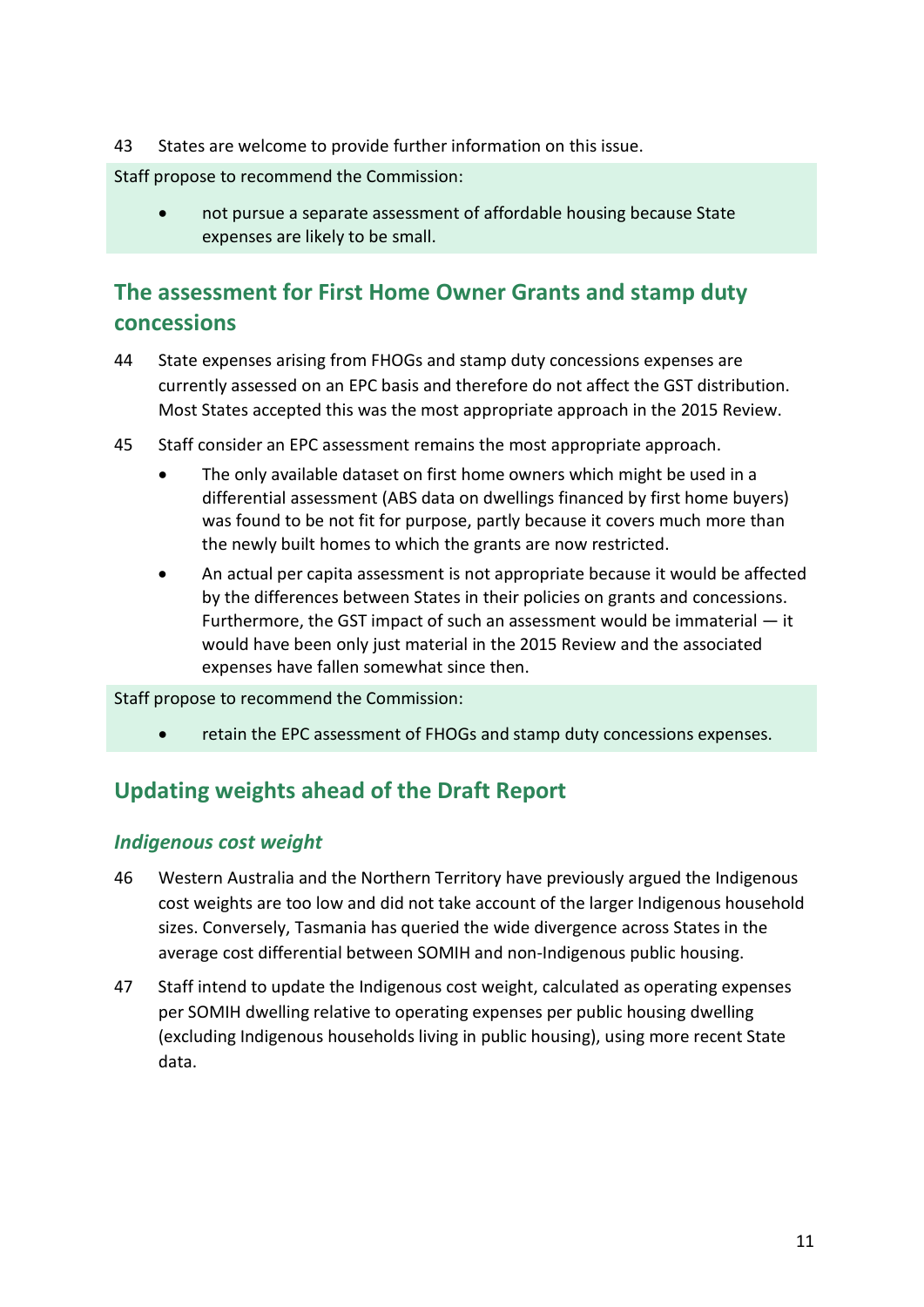43 States are welcome to provide further information on this issue.

Staff propose to recommend the Commission:

- not pursue a separate assessment of affordable housing because State expenses are likely to be small.

## The assessment for First Home Owner Grants and stamp duty concessions

44 State expenses arising from FHOGs and stamp duty concessions expenses are currently assessed on an EPC basis and therefore do not affect the GST distribution. Most States accepted this was the most appropriate approach in the 2015 Review.

45 Staff consider an EPC assessment remains the most appropriate approach.

- The only available dataset on first home owners which might be used in a differential assessment (ABS data on dwellings financed by first home buyers) was found to be not fit for purpose, partly because it covers much more than the newly built homes to which the grants are now restricted.
- An actual per capita assessment is not appropriate because it would be affected by the differences between States in their policies on grants and concessions. Furthermore, the GST impact of such an assessment would be immaterial — it would have been only just material in the 2015 Review and the associated expenses have fallen somewhat since then.

Staff propose to recommend the Commission:

- retain the EPC assessment of FHOGs and stamp duty concessions expenses.

## Updating weights ahead of the Draft Report

### *Indigenous cost weight*

46 Western Australia and the Northern Territory have previously argued the Indigenous cost weights are too low and did not take account of the larger Indigenous household sizes. Conversely, Tasmania has queried the wide divergence across States in the average cost differential between SOMIH and non-Indigenous public housing.

47 Staff intend to update the Indigenous cost weight, calculated as operating expenses per SOMIH dwelling relative to operating expenses per public housing dwelling (excluding Indigenous households living in public housing), using more recent State data.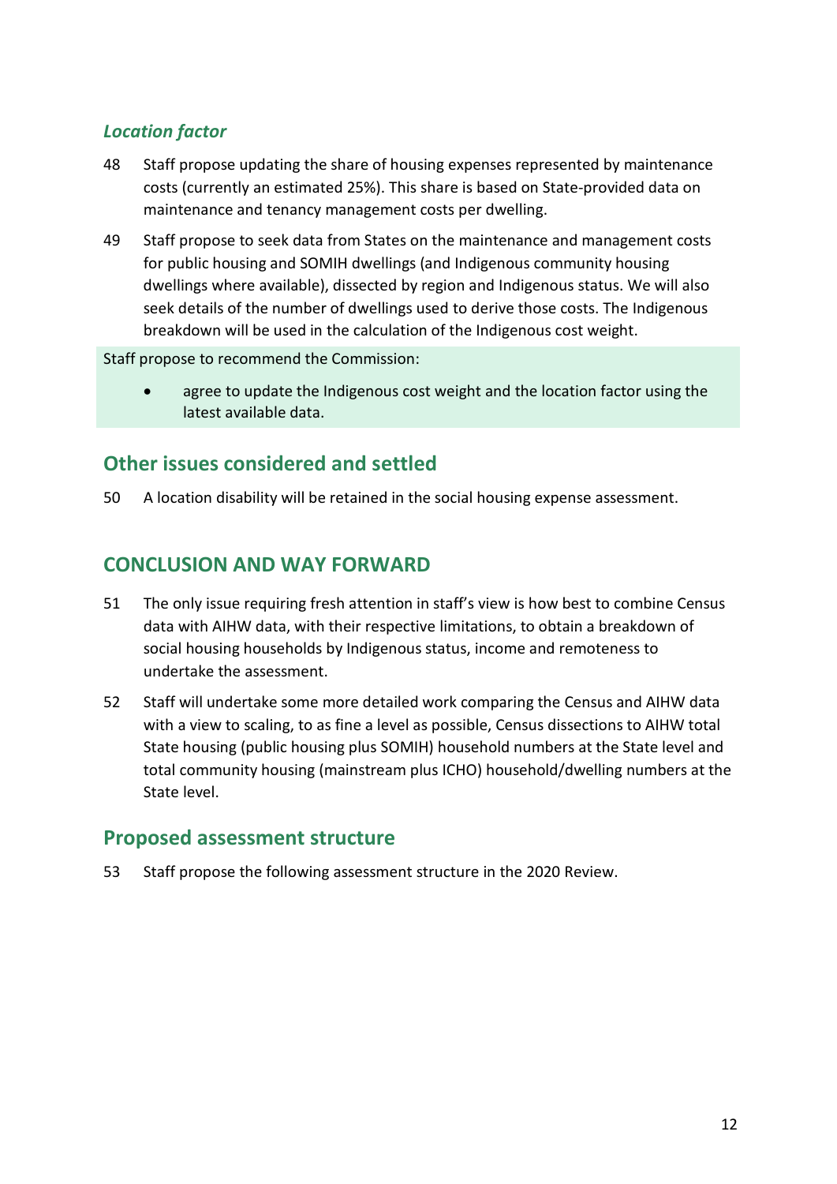### *Location factor*

48 Staff propose updating the share of housing expenses represented by maintenance costs (currently an estimated 25%). This share is based on State-provided data on maintenance and tenancy management costs per dwelling.

49 Staff propose to seek data from States on the maintenance and management costs for public housing and SOMIH dwellings (and Indigenous community housing dwellings where available), dissected by region and Indigenous status. We will also seek details of the number of dwellings used to derive those costs. The Indigenous breakdown will be used in the calculation of the Indigenous cost weight.

Staff propose to recommend the Commission:

- agree to update the Indigenous cost weight and the location factor using the latest available data.

## Other issues considered and settled

50 A location disability will be retained in the social housing expense assessment.

## CONCLUSION AND WAY FORWARD

51 The only issue requiring fresh attention in staff's view is how best to combine Census data with AIHW data, with their respective limitations, to obtain a breakdown of social housing households by Indigenous status, income and remoteness to undertake the assessment.

52 Staff will undertake some more detailed work comparing the Census and AIHW data with a view to scaling, to as fine a level as possible, Census dissections to AIHW total State housing (public housing plus SOMIH) household numbers at the State level and total community housing (mainstream plus ICHO) household/dwelling numbers at the State level.

## Proposed assessment structure

53 Staff propose the following assessment structure in the 2020 Review.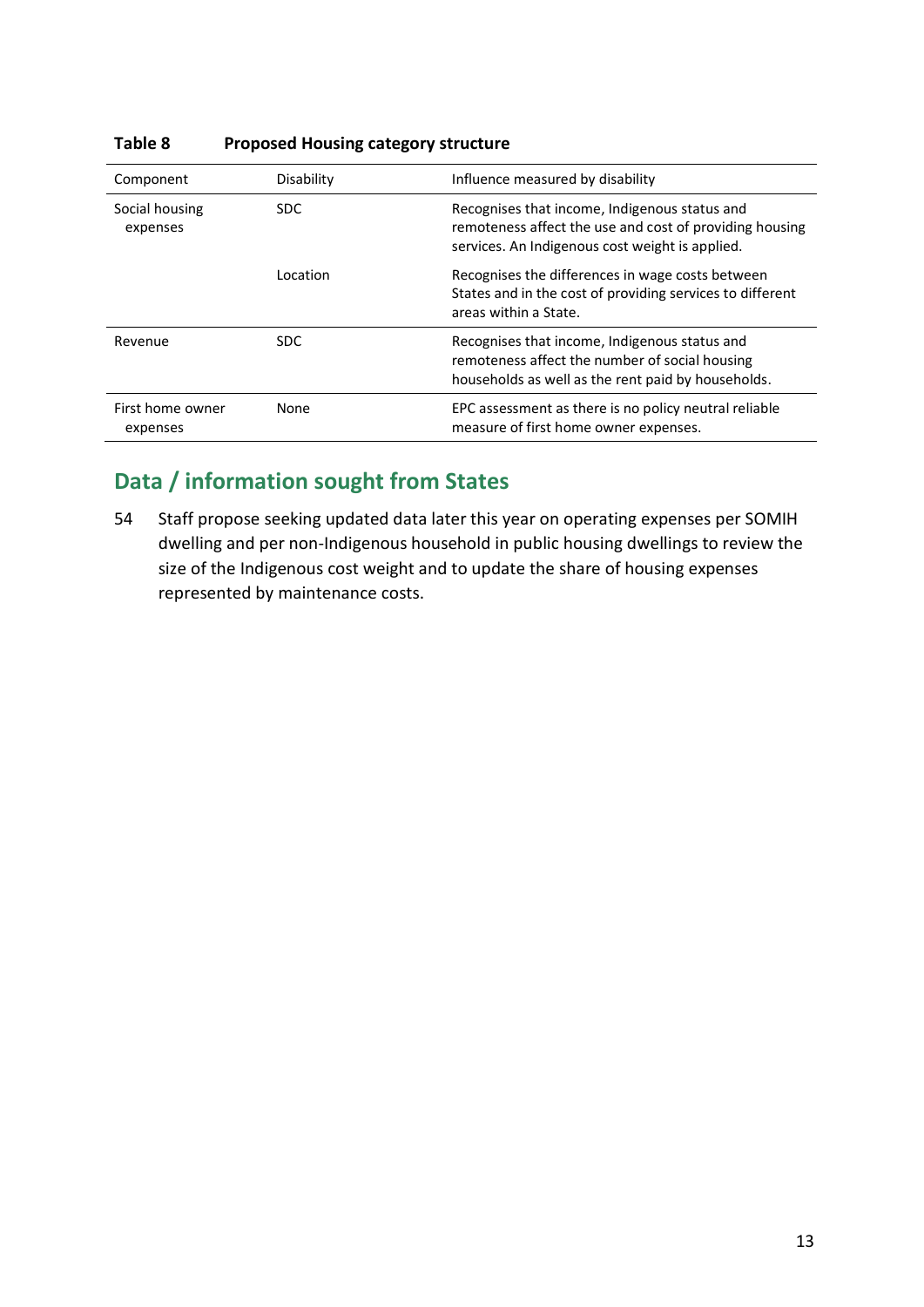**Table 8 Proposed Housing category structure**

| Component | Disability | Influence measured by disability |
|---|---|---|
| Social housing expenses | SDC | Recognises that income, Indigenous status and remoteness affect the use and cost of providing housing services. An Indigenous cost weight is applied. |
| | Location | Recognises the differences in wage costs between States and in the cost of providing services to different areas within a State. |
| Revenue | SDC | Recognises that income, Indigenous status and remoteness affect the number of social housing households as well as the rent paid by households. |
| First home owner expenses | None | EPC assessment as there is no policy neutral reliable measure of first home owner expenses. |

## Data / information sought from States

54 Staff propose seeking updated data later this year on operating expenses per SOMIH dwelling and per non-Indigenous household in public housing dwellings to review the size of the Indigenous cost weight and to update the share of housing expenses represented by maintenance costs.